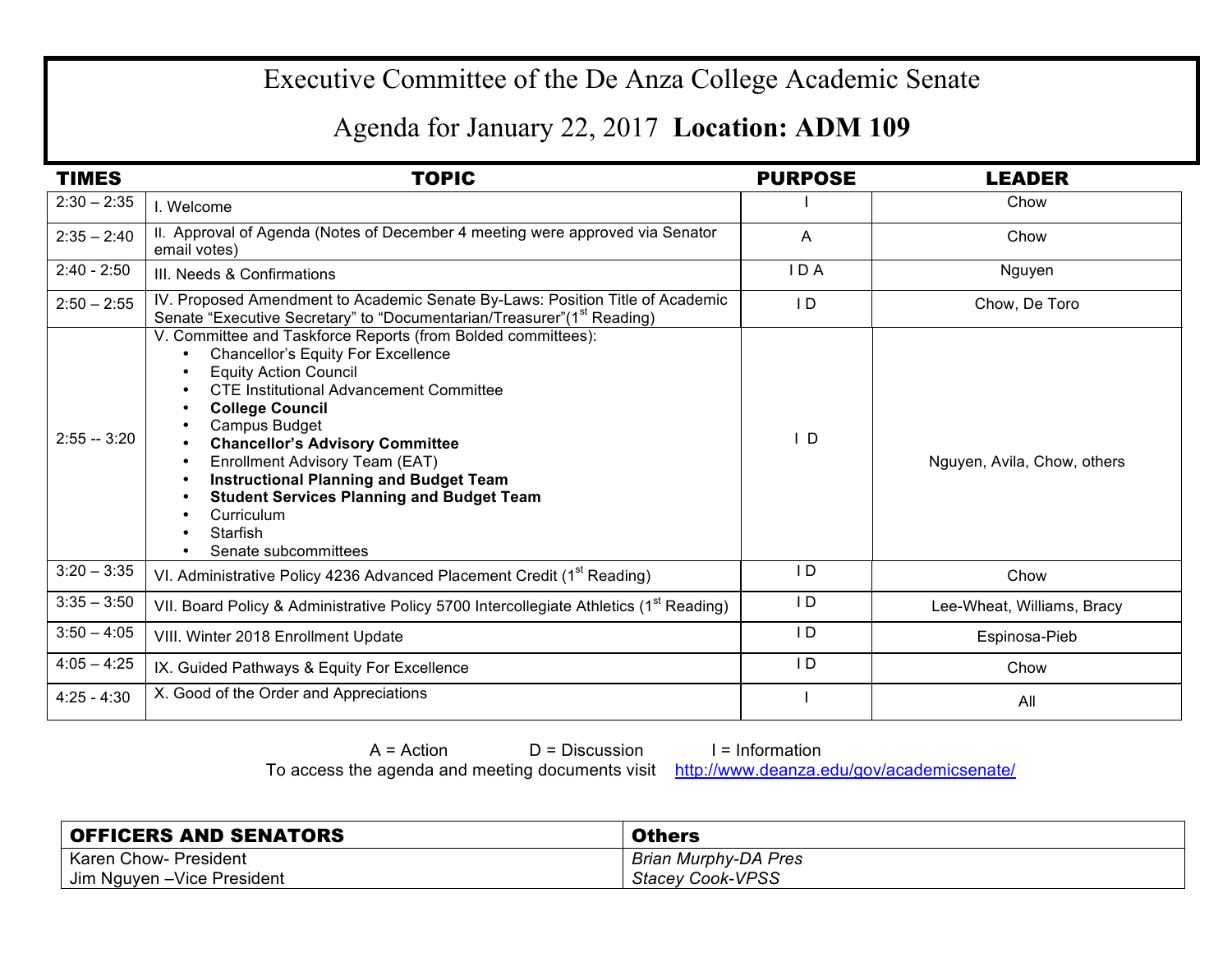# Executive Committee of the De Anza College Academic Senate

## Agenda for January 22, 2017 **Location: ADM 109**

| TIMES | TOPIC | PURPOSE | LEADER |
|---|---|---|---|
| 2:30 – 2:35 | I. Welcome | I | Chow |
| 2:35 – 2:40 | II. Approval of Agenda (Notes of December 4 meeting were approved via Senator email votes) | A | Chow |
| 2:40 - 2:50 | III. Needs & Confirmations | I D A | Nguyen |
| 2:50 – 2:55 | IV. Proposed Amendment to Academic Senate By-Laws: Position Title of Academic Senate "Executive Secretary" to "Documentarian/Treasurer"(1st Reading) | I D | Chow, De Toro |
| 2:55 -- 3:20 | V. Committee and Taskforce Reports (from Bolded committees): <br>• Chancellor's Equity For Excellence <br>• Equity Action Council <br>• CTE Institutional Advancement Committee <br>• **College Council** <br>• Campus Budget <br>• **Chancellor's Advisory Committee** <br>• Enrollment Advisory Team (EAT) <br>• **Instructional Planning and Budget Team** <br>• **Student Services Planning and Budget Team** <br>• Curriculum <br>• Starfish <br>• Senate subcommittees | I D | Nguyen, Avila, Chow, others |
| 3:20 – 3:35 | VI. Administrative Policy 4236 Advanced Placement Credit (1st Reading) | I D | Chow |
| 3:35 – 3:50 | VII. Board Policy & Administrative Policy 5700 Intercollegiate Athletics (1st Reading) | I D | Lee-Wheat, Williams, Bracy |
| 3:50 – 4:05 | VIII. Winter 2018 Enrollment Update | I D | Espinosa-Pieb |
| 4:05 – 4:25 | IX. Guided Pathways & Equity For Excellence | I D | Chow |
| 4:25 - 4:30 | X. Good of the Order and Appreciations | I | All |

A = Action D = Discussion I = Information

To access the agenda and meeting documents visit http://www.deanza.edu/gov/academicsenate/

| OFFICERS AND SENATORS | Others |
|---|---|
| Karen Chow- President | *Brian Murphy-DA Pres* |
| Jim Nguyen –Vice President | *Stacey Cook-VPSS* |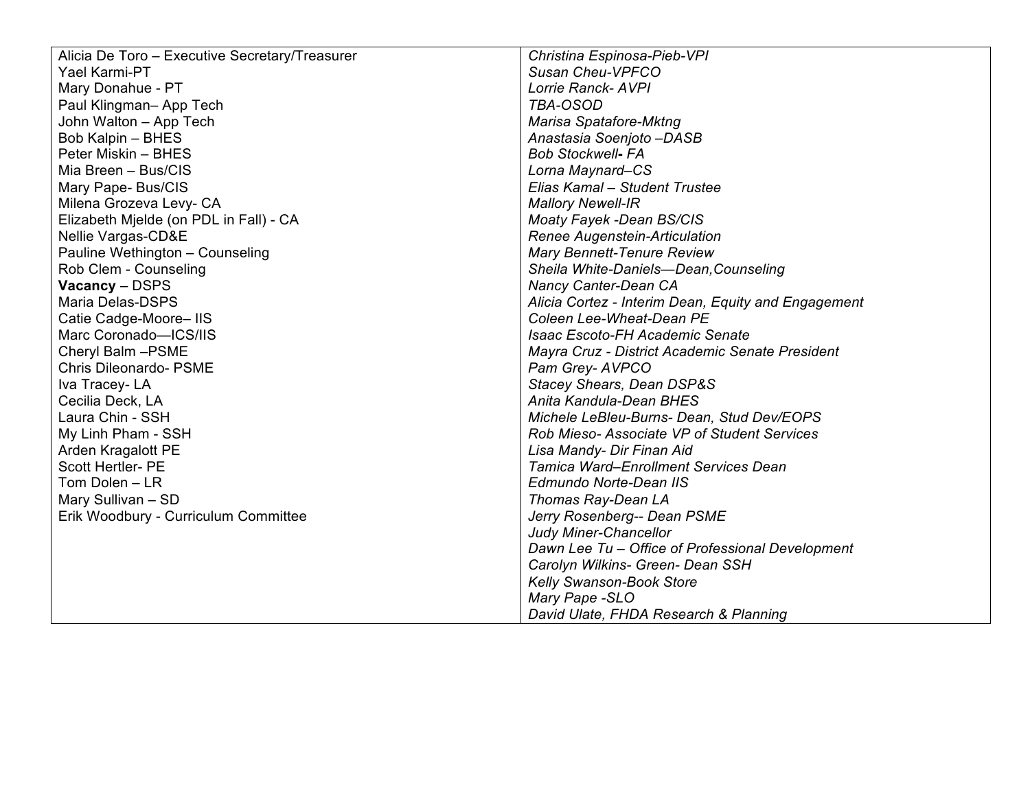| | |
|---|---|
| Alicia De Toro – Executive Secretary/Treasurer | *Christina Espinosa-Pieb-VPI* |
| Yael Karmi-PT | *Susan Cheu-VPFCO* |
| Mary Donahue - PT | *Lorrie Ranck- AVPI* |
| Paul Klingman– App Tech | *TBA-OSOD* |
| John Walton – App Tech | *Marisa Spatafore-Mktng* |
| Bob Kalpin – BHES | *Anastasia Soenjoto –DASB* |
| Peter Miskin – BHES | *Bob Stockwell- FA* |
| Mia Breen – Bus/CIS | *Lorna Maynard–CS* |
| Mary Pape- Bus/CIS | *Elias Kamal – Student Trustee* |
| Milena Grozeva Levy- CA | *Mallory Newell-IR* |
| Elizabeth Mjelde (on PDL in Fall) - CA | *Moaty Fayek -Dean BS/CIS* |
| Nellie Vargas-CD&E | *Renee Augenstein-Articulation* |
| Pauline Wethington – Counseling | *Mary Bennett-Tenure Review* |
| Rob Clem - Counseling | *Sheila White-Daniels—Dean,Counseling* |
| **Vacancy** – DSPS | *Nancy Canter-Dean CA* |
| Maria Delas-DSPS | *Alicia Cortez - Interim Dean, Equity and Engagement* |
| Catie Cadge-Moore– IIS | *Coleen Lee-Wheat-Dean PE* |
| Marc Coronado—ICS/IIS | *Isaac Escoto-FH Academic Senate* |
| Cheryl Balm –PSME | *Mayra Cruz - District Academic Senate President* |
| Chris Dileonardo- PSME | *Pam Grey- AVPCO* |
| Iva Tracey- LA | *Stacey Shears, Dean DSP&S* |
| Cecilia Deck, LA | *Anita Kandula-Dean BHES* |
| Laura Chin - SSH | *Michele LeBleu-Burns- Dean, Stud Dev/EOPS* |
| My Linh Pham - SSH | *Rob Mieso- Associate VP of Student Services* |
| Arden Kragalott PE | *Lisa Mandy- Dir Finan Aid* |
| Scott Hertler- PE | *Tamica Ward–Enrollment Services Dean* |
| Tom Dolen – LR | *Edmundo Norte-Dean IIS* |
| Mary Sullivan – SD | *Thomas Ray-Dean LA* |
| Erik Woodbury - Curriculum Committee | *Jerry Rosenberg-- Dean PSME* |
| | *Judy Miner-Chancellor* |
| | *Dawn Lee Tu – Office of Professional Development* |
| | *Carolyn Wilkins- Green- Dean SSH* |
| | *Kelly Swanson-Book Store* |
| | *Mary Pape -SLO* |
| | *David Ulate, FHDA Research & Planning* |